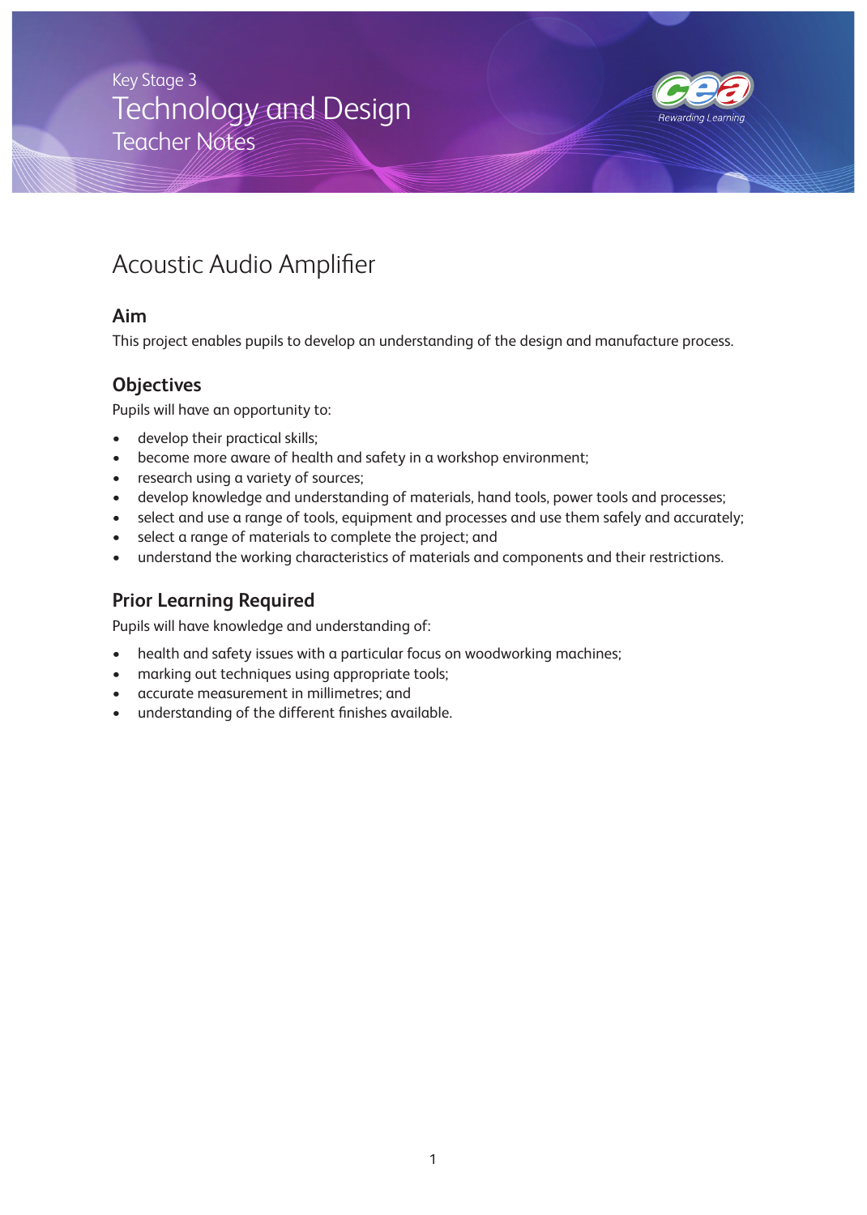Key Stage 3

# Technology and Design

Teacher Notes

Rewarding Learning

## Acoustic Audio Amplifier

### Aim

This project enables pupils to develop an understanding of the design and manufacture process.

### Objectives

Pupils will have an opportunity to:

- develop their practical skills;
- become more aware of health and safety in a workshop environment;
- research using a variety of sources;
- develop knowledge and understanding of materials, hand tools, power tools and processes;
- select and use a range of tools, equipment and processes and use them safely and accurately;
- select a range of materials to complete the project; and
- understand the working characteristics of materials and components and their restrictions.

### Prior Learning Required

Pupils will have knowledge and understanding of:

- health and safety issues with a particular focus on woodworking machines;
- marking out techniques using appropriate tools;
- accurate measurement in millimetres; and
- understanding of the different finishes available.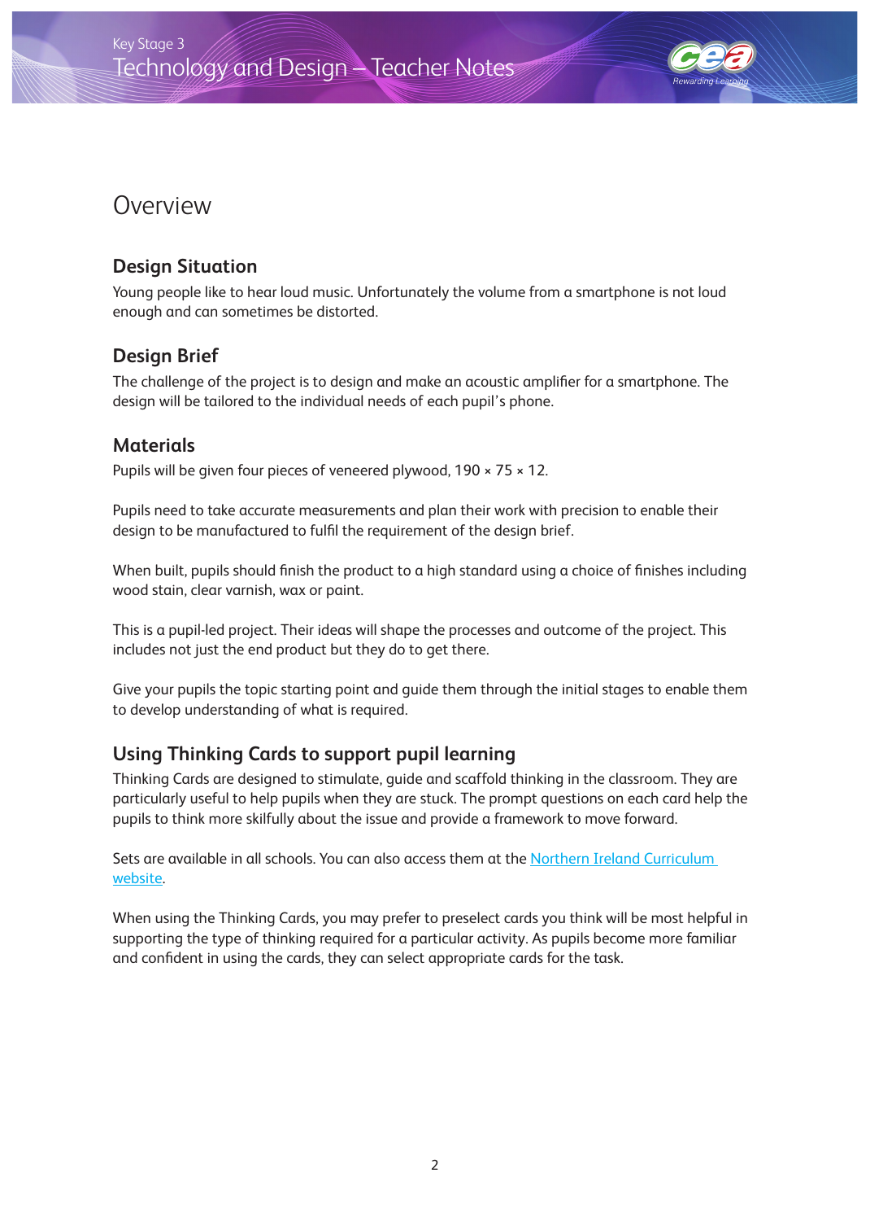# Overview

## Design Situation

Young people like to hear loud music. Unfortunately the volume from a smartphone is not loud enough and can sometimes be distorted.

## Design Brief

The challenge of the project is to design and make an acoustic amplifier for a smartphone. The design will be tailored to the individual needs of each pupil's phone.

## Materials

Pupils will be given four pieces of veneered plywood, 190 × 75 × 12.

Pupils need to take accurate measurements and plan their work with precision to enable their design to be manufactured to fulfil the requirement of the design brief.

When built, pupils should finish the product to a high standard using a choice of finishes including wood stain, clear varnish, wax or paint.

This is a pupil-led project. Their ideas will shape the processes and outcome of the project. This includes not just the end product but they do to get there.

Give your pupils the topic starting point and guide them through the initial stages to enable them to develop understanding of what is required.

## Using Thinking Cards to support pupil learning

Thinking Cards are designed to stimulate, guide and scaffold thinking in the classroom. They are particularly useful to help pupils when they are stuck. The prompt questions on each card help the pupils to think more skilfully about the issue and provide a framework to move forward.

Sets are available in all schools. You can also access them at the Northern Ireland Curriculum website.

When using the Thinking Cards, you may prefer to preselect cards you think will be most helpful in supporting the type of thinking required for a particular activity. As pupils become more familiar and confident in using the cards, they can select appropriate cards for the task.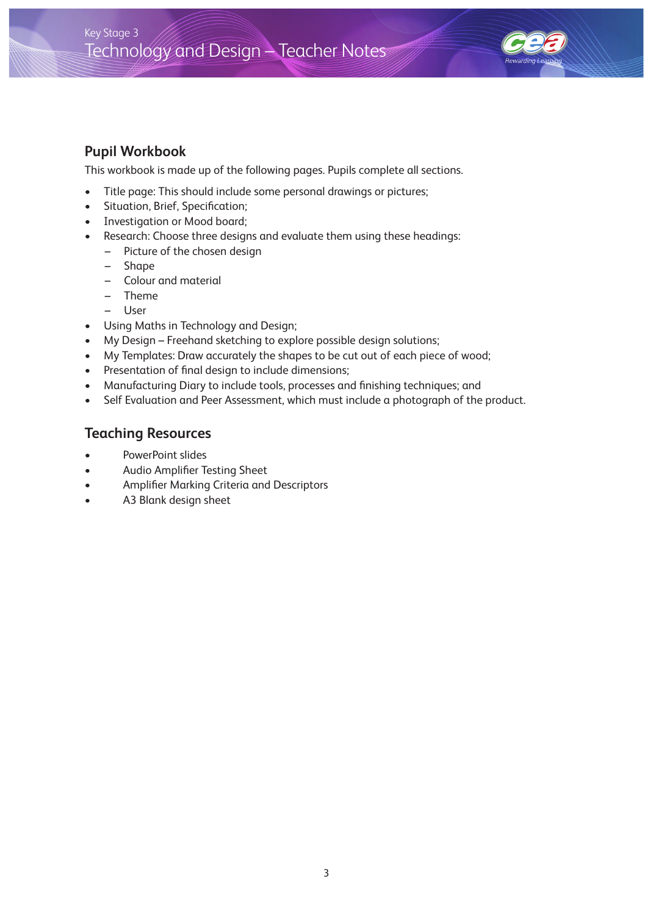## Pupil Workbook

This workbook is made up of the following pages. Pupils complete all sections.

- Title page: This should include some personal drawings or pictures;
- Situation, Brief, Specification;
- Investigation or Mood board;
- Research: Choose three designs and evaluate them using these headings:
  - Picture of the chosen design
  - Shape
  - Colour and material
  - Theme
  - User
- Using Maths in Technology and Design;
- My Design – Freehand sketching to explore possible design solutions;
- My Templates: Draw accurately the shapes to be cut out of each piece of wood;
- Presentation of final design to include dimensions;
- Manufacturing Diary to include tools, processes and finishing techniques; and
- Self Evaluation and Peer Assessment, which must include a photograph of the product.

## Teaching Resources

- PowerPoint slides
- Audio Amplifier Testing Sheet
- Amplifier Marking Criteria and Descriptors
- A3 Blank design sheet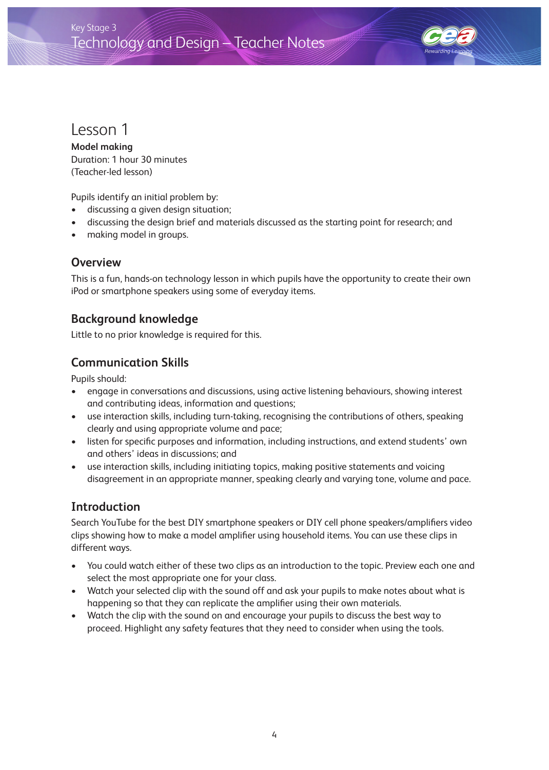# Lesson 1

**Model making**

Duration: 1 hour 30 minutes

(Teacher-led lesson)

Pupils identify an initial problem by:

- discussing a given design situation;
- discussing the design brief and materials discussed as the starting point for research; and
- making model in groups.

## Overview

This is a fun, hands-on technology lesson in which pupils have the opportunity to create their own iPod or smartphone speakers using some of everyday items.

## Background knowledge

Little to no prior knowledge is required for this.

## Communication Skills

Pupils should:

- engage in conversations and discussions, using active listening behaviours, showing interest and contributing ideas, information and questions;
- use interaction skills, including turn-taking, recognising the contributions of others, speaking clearly and using appropriate volume and pace;
- listen for specific purposes and information, including instructions, and extend students' own and others' ideas in discussions; and
- use interaction skills, including initiating topics, making positive statements and voicing disagreement in an appropriate manner, speaking clearly and varying tone, volume and pace.

## Introduction

Search YouTube for the best DIY smartphone speakers or DIY cell phone speakers/amplifiers video clips showing how to make a model amplifier using household items. You can use these clips in different ways.

- You could watch either of these two clips as an introduction to the topic. Preview each one and select the most appropriate one for your class.
- Watch your selected clip with the sound off and ask your pupils to make notes about what is happening so that they can replicate the amplifier using their own materials.
- Watch the clip with the sound on and encourage your pupils to discuss the best way to proceed. Highlight any safety features that they need to consider when using the tools.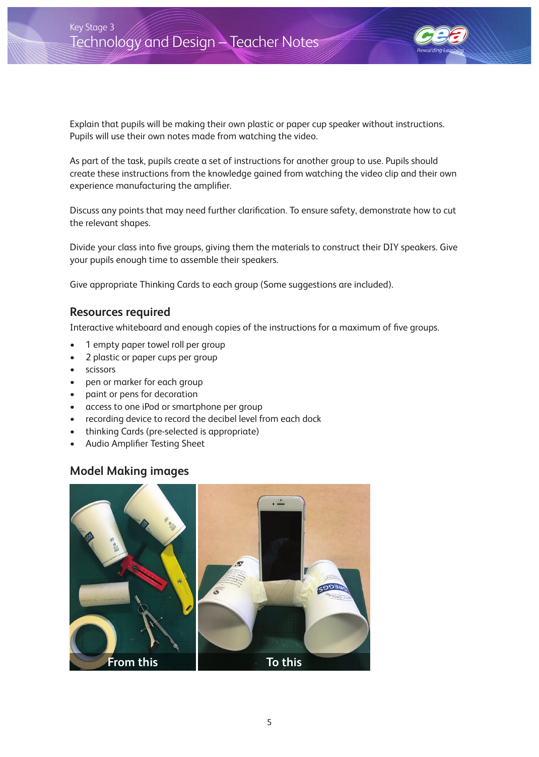Explain that pupils will be making their own plastic or paper cup speaker without instructions. Pupils will use their own notes made from watching the video.

As part of the task, pupils create a set of instructions for another group to use. Pupils should create these instructions from the knowledge gained from watching the video clip and their own experience manufacturing the amplifier.

Discuss any points that may need further clarification. To ensure safety, demonstrate how to cut the relevant shapes.

Divide your class into five groups, giving them the materials to construct their DIY speakers. Give your pupils enough time to assemble their speakers.

Give appropriate Thinking Cards to each group (Some suggestions are included).

## Resources required

Interactive whiteboard and enough copies of the instructions for a maximum of five groups.

- 1 empty paper towel roll per group
- 2 plastic or paper cups per group
- scissors
- pen or marker for each group
- paint or pens for decoration
- access to one iPod or smartphone per group
- recording device to record the decibel level from each dock
- thinking Cards (pre-selected is appropriate)
- Audio Amplifier Testing Sheet

## Model Making images

From this

To this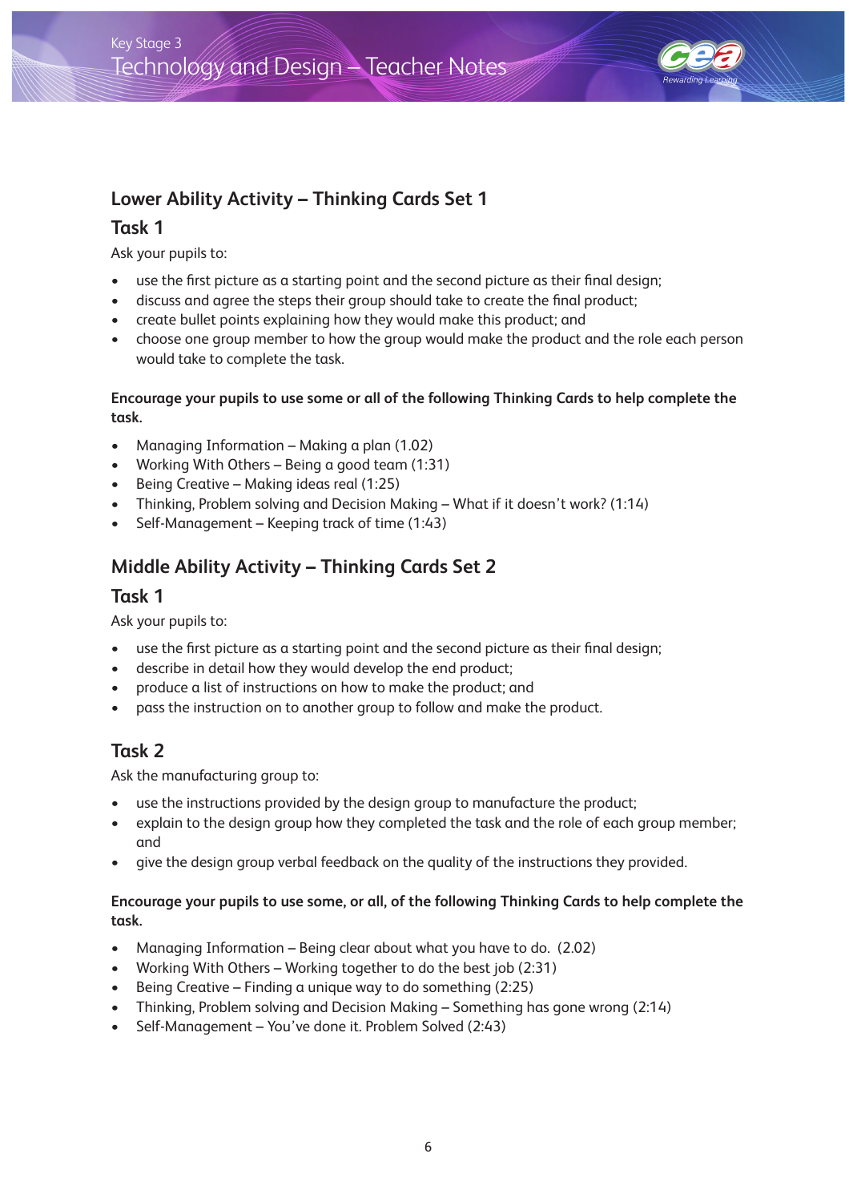## Lower Ability Activity – Thinking Cards Set 1

### Task 1

Ask your pupils to:

- use the first picture as a starting point and the second picture as their final design;
- discuss and agree the steps their group should take to create the final product;
- create bullet points explaining how they would make this product; and
- choose one group member to how the group would make the product and the role each person would take to complete the task.

**Encourage your pupils to use some or all of the following Thinking Cards to help complete the task.**

- Managing Information – Making a plan (1.02)
- Working With Others – Being a good team (1:31)
- Being Creative – Making ideas real (1:25)
- Thinking, Problem solving and Decision Making – What if it doesn't work? (1:14)
- Self-Management – Keeping track of time (1:43)

## Middle Ability Activity – Thinking Cards Set 2

### Task 1

Ask your pupils to:

- use the first picture as a starting point and the second picture as their final design;
- describe in detail how they would develop the end product;
- produce a list of instructions on how to make the product; and
- pass the instruction on to another group to follow and make the product.

### Task 2

Ask the manufacturing group to:

- use the instructions provided by the design group to manufacture the product;
- explain to the design group how they completed the task and the role of each group member; and
- give the design group verbal feedback on the quality of the instructions they provided.

**Encourage your pupils to use some, or all, of the following Thinking Cards to help complete the task.**

- Managing Information – Being clear about what you have to do. (2.02)
- Working With Others – Working together to do the best job (2:31)
- Being Creative – Finding a unique way to do something (2:25)
- Thinking, Problem solving and Decision Making – Something has gone wrong (2:14)
- Self-Management – You've done it. Problem Solved (2:43)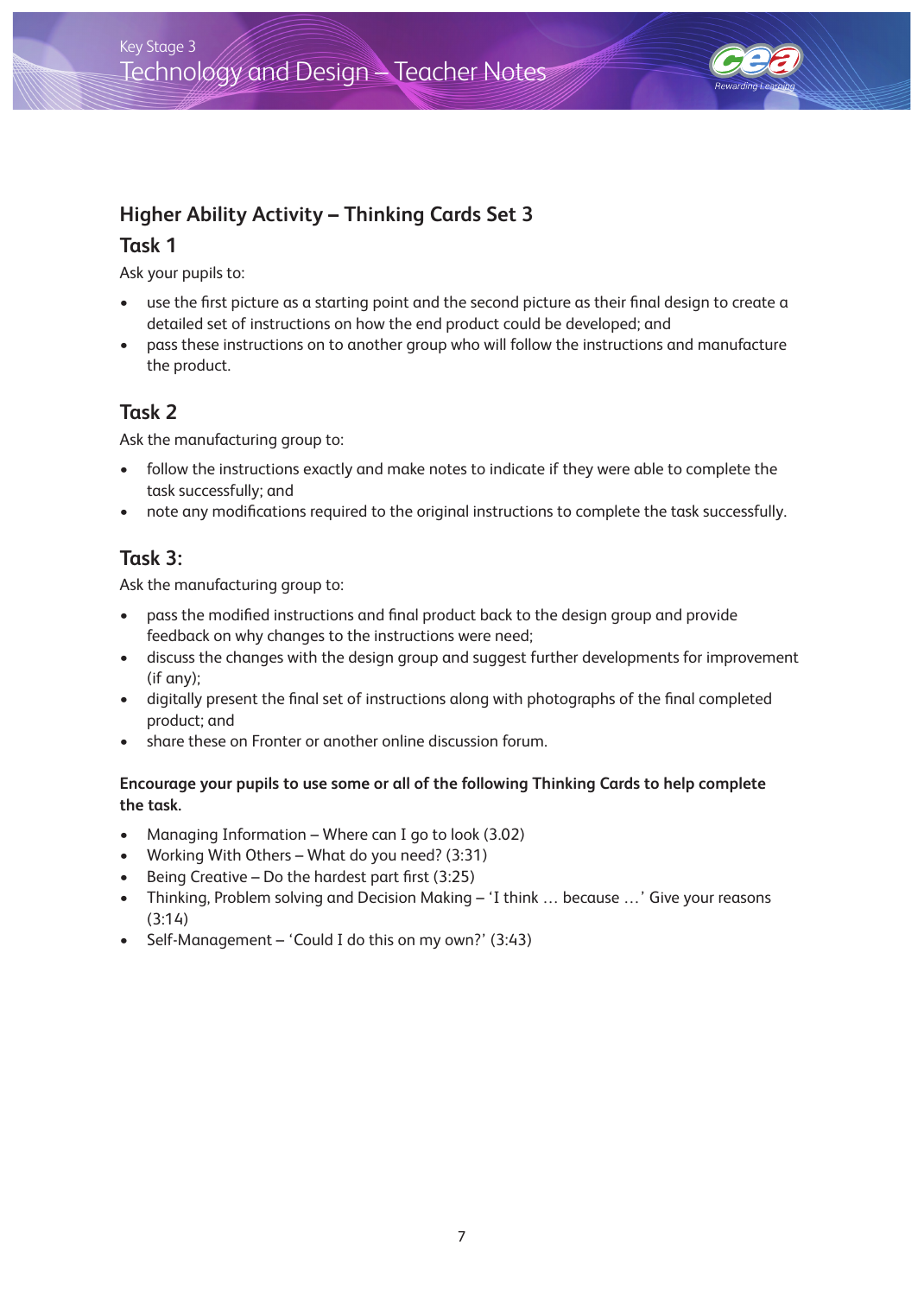## Higher Ability Activity – Thinking Cards Set 3

### Task 1

Ask your pupils to:

- use the first picture as a starting point and the second picture as their final design to create a detailed set of instructions on how the end product could be developed; and
- pass these instructions on to another group who will follow the instructions and manufacture the product.

### Task 2

Ask the manufacturing group to:

- follow the instructions exactly and make notes to indicate if they were able to complete the task successfully; and
- note any modifications required to the original instructions to complete the task successfully.

### Task 3:

Ask the manufacturing group to:

- pass the modified instructions and final product back to the design group and provide feedback on why changes to the instructions were need;
- discuss the changes with the design group and suggest further developments for improvement (if any);
- digitally present the final set of instructions along with photographs of the final completed product; and
- share these on Fronter or another online discussion forum.

**Encourage your pupils to use some or all of the following Thinking Cards to help complete the task.**

- Managing Information – Where can I go to look (3.02)
- Working With Others – What do you need? (3:31)
- Being Creative – Do the hardest part first (3:25)
- Thinking, Problem solving and Decision Making – 'I think … because …' Give your reasons (3:14)
- Self-Management – 'Could I do this on my own?' (3:43)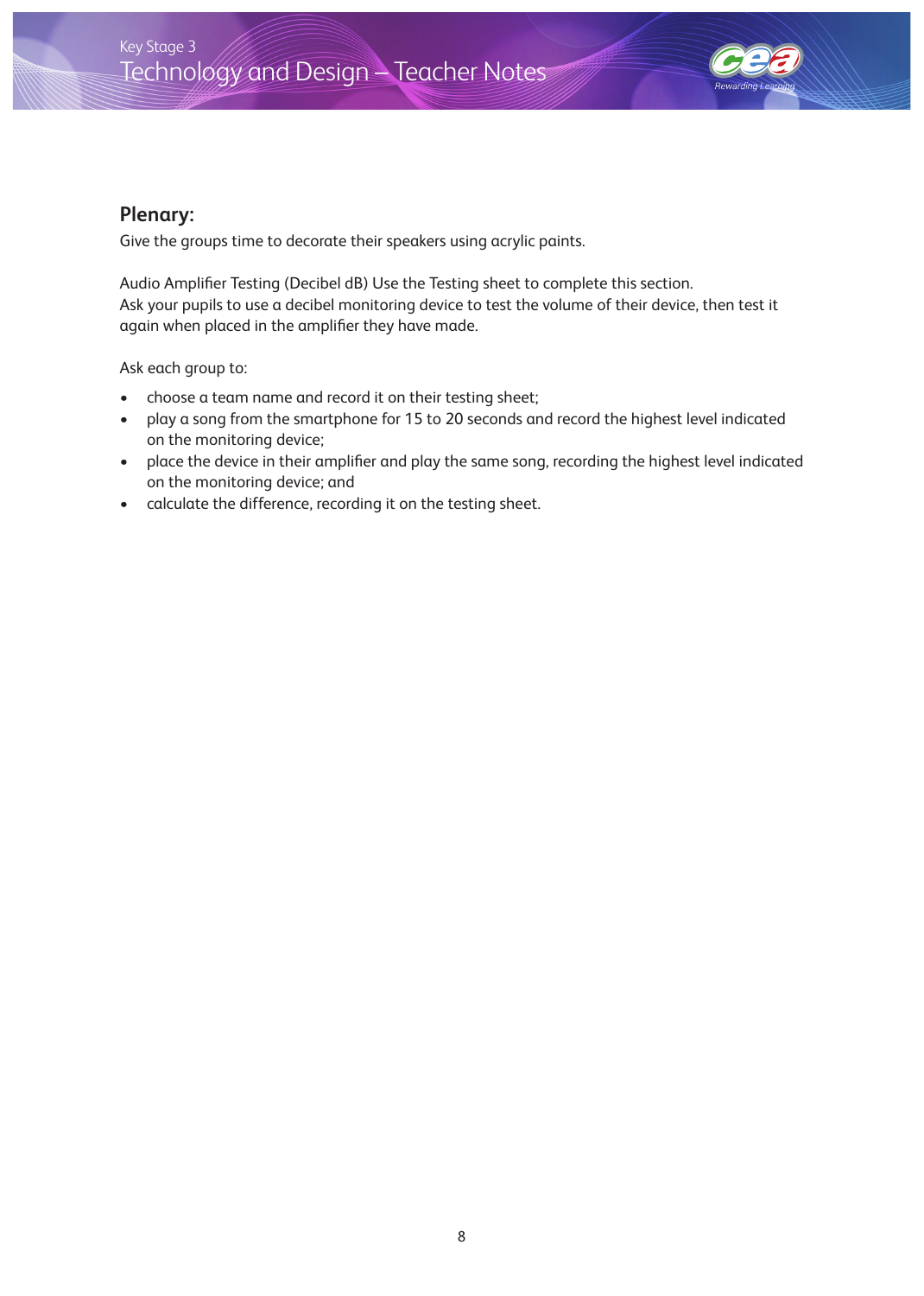## Plenary:

Give the groups time to decorate their speakers using acrylic paints.

Audio Amplifier Testing (Decibel dB) Use the Testing sheet to complete this section.
Ask your pupils to use a decibel monitoring device to test the volume of their device, then test it again when placed in the amplifier they have made.

Ask each group to:

- choose a team name and record it on their testing sheet;
- play a song from the smartphone for 15 to 20 seconds and record the highest level indicated on the monitoring device;
- place the device in their amplifier and play the same song, recording the highest level indicated on the monitoring device; and
- calculate the difference, recording it on the testing sheet.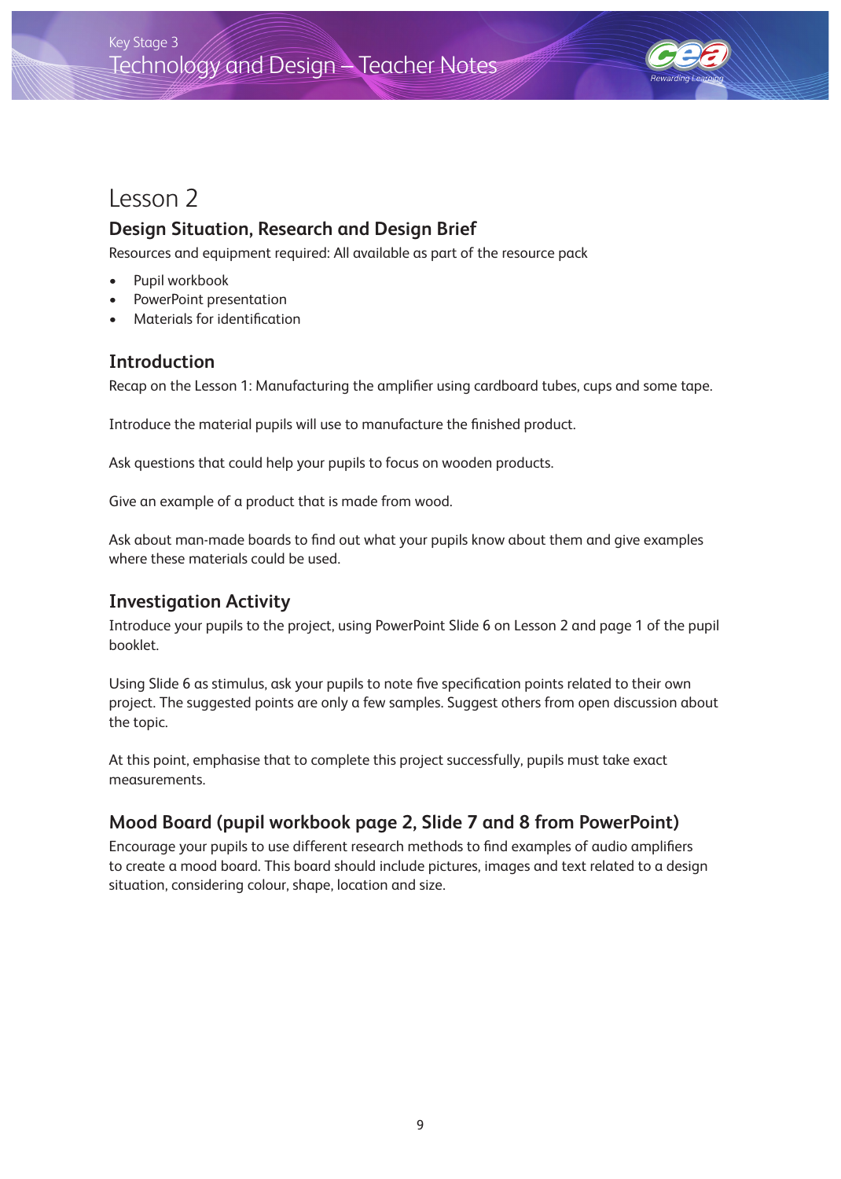# Lesson 2

## Design Situation, Research and Design Brief

Resources and equipment required: All available as part of the resource pack

- Pupil workbook
- PowerPoint presentation
- Materials for identification

### Introduction

Recap on the Lesson 1: Manufacturing the amplifier using cardboard tubes, cups and some tape.

Introduce the material pupils will use to manufacture the finished product.

Ask questions that could help your pupils to focus on wooden products.

Give an example of a product that is made from wood.

Ask about man-made boards to find out what your pupils know about them and give examples where these materials could be used.

### Investigation Activity

Introduce your pupils to the project, using PowerPoint Slide 6 on Lesson 2 and page 1 of the pupil booklet.

Using Slide 6 as stimulus, ask your pupils to note five specification points related to their own project. The suggested points are only a few samples. Suggest others from open discussion about the topic.

At this point, emphasise that to complete this project successfully, pupils must take exact measurements.

### Mood Board (pupil workbook page 2, Slide 7 and 8 from PowerPoint)

Encourage your pupils to use different research methods to find examples of audio amplifiers to create a mood board. This board should include pictures, images and text related to a design situation, considering colour, shape, location and size.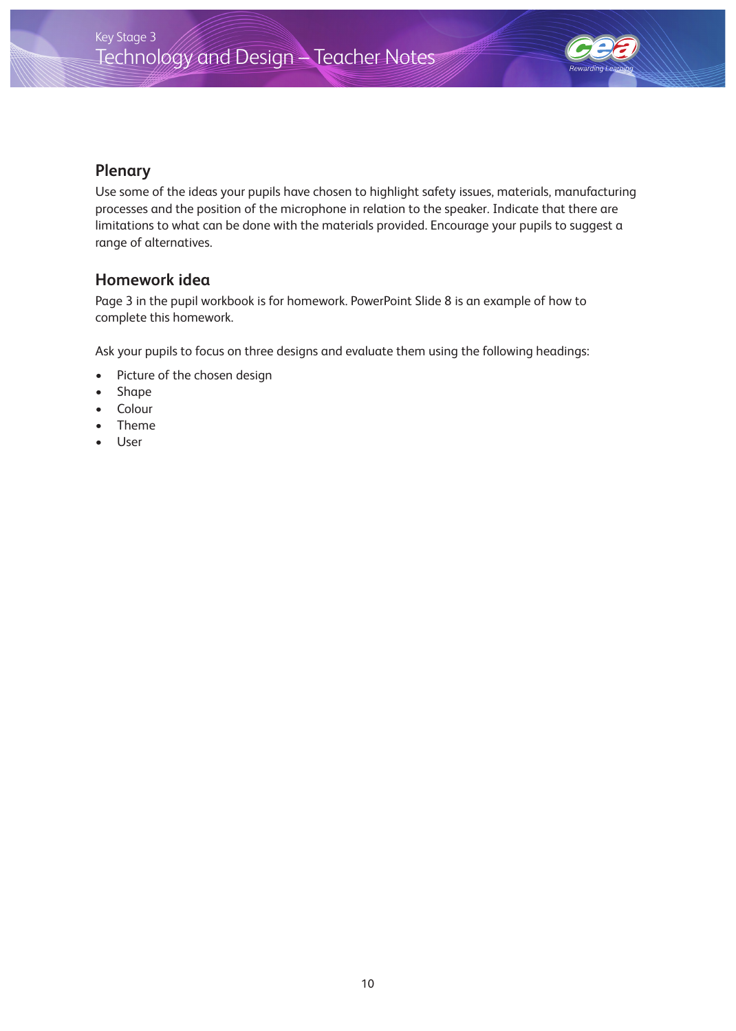## Plenary

Use some of the ideas your pupils have chosen to highlight safety issues, materials, manufacturing processes and the position of the microphone in relation to the speaker. Indicate that there are limitations to what can be done with the materials provided. Encourage your pupils to suggest a range of alternatives.

## Homework idea

Page 3 in the pupil workbook is for homework. PowerPoint Slide 8 is an example of how to complete this homework.

Ask your pupils to focus on three designs and evaluate them using the following headings:

- Picture of the chosen design
- Shape
- Colour
- Theme
- User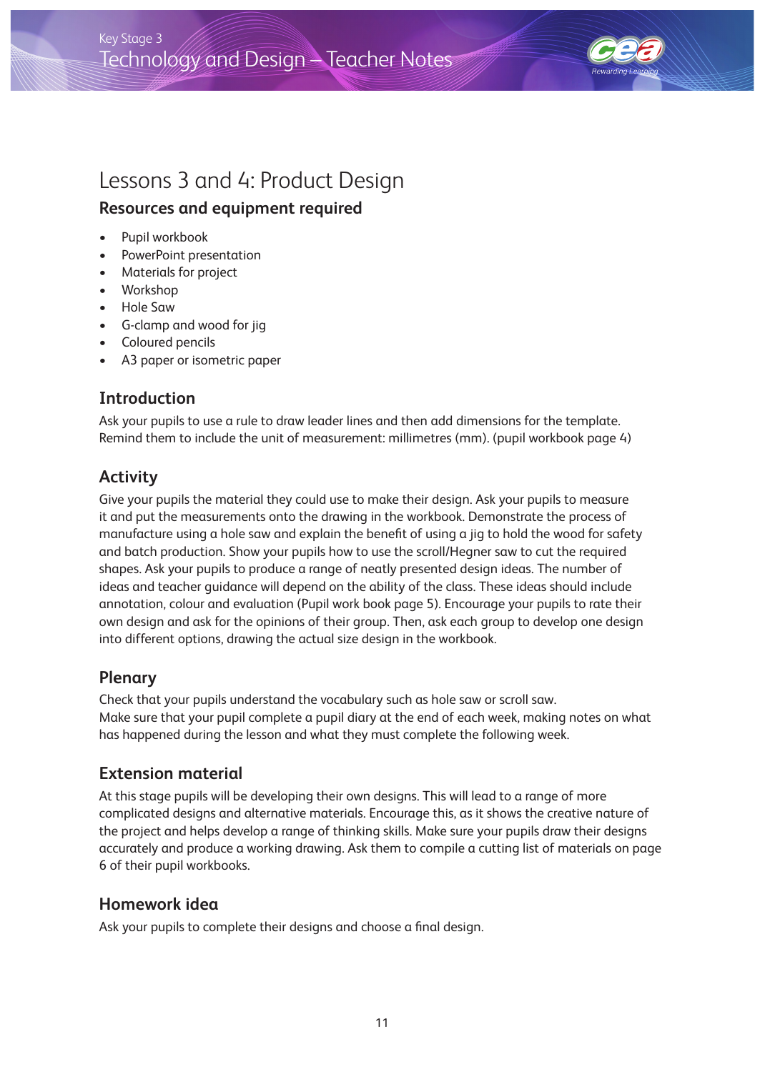# Lessons 3 and 4: Product Design

## Resources and equipment required

- Pupil workbook
- PowerPoint presentation
- Materials for project
- Workshop
- Hole Saw
- G-clamp and wood for jig
- Coloured pencils
- A3 paper or isometric paper

## Introduction

Ask your pupils to use a rule to draw leader lines and then add dimensions for the template. Remind them to include the unit of measurement: millimetres (mm). (pupil workbook page 4)

## Activity

Give your pupils the material they could use to make their design. Ask your pupils to measure it and put the measurements onto the drawing in the workbook. Demonstrate the process of manufacture using a hole saw and explain the benefit of using a jig to hold the wood for safety and batch production. Show your pupils how to use the scroll/Hegner saw to cut the required shapes. Ask your pupils to produce a range of neatly presented design ideas. The number of ideas and teacher guidance will depend on the ability of the class. These ideas should include annotation, colour and evaluation (Pupil work book page 5). Encourage your pupils to rate their own design and ask for the opinions of their group. Then, ask each group to develop one design into different options, drawing the actual size design in the workbook.

## Plenary

Check that your pupils understand the vocabulary such as hole saw or scroll saw.
Make sure that your pupil complete a pupil diary at the end of each week, making notes on what has happened during the lesson and what they must complete the following week.

## Extension material

At this stage pupils will be developing their own designs. This will lead to a range of more complicated designs and alternative materials. Encourage this, as it shows the creative nature of the project and helps develop a range of thinking skills. Make sure your pupils draw their designs accurately and produce a working drawing. Ask them to compile a cutting list of materials on page 6 of their pupil workbooks.

## Homework idea

Ask your pupils to complete their designs and choose a final design.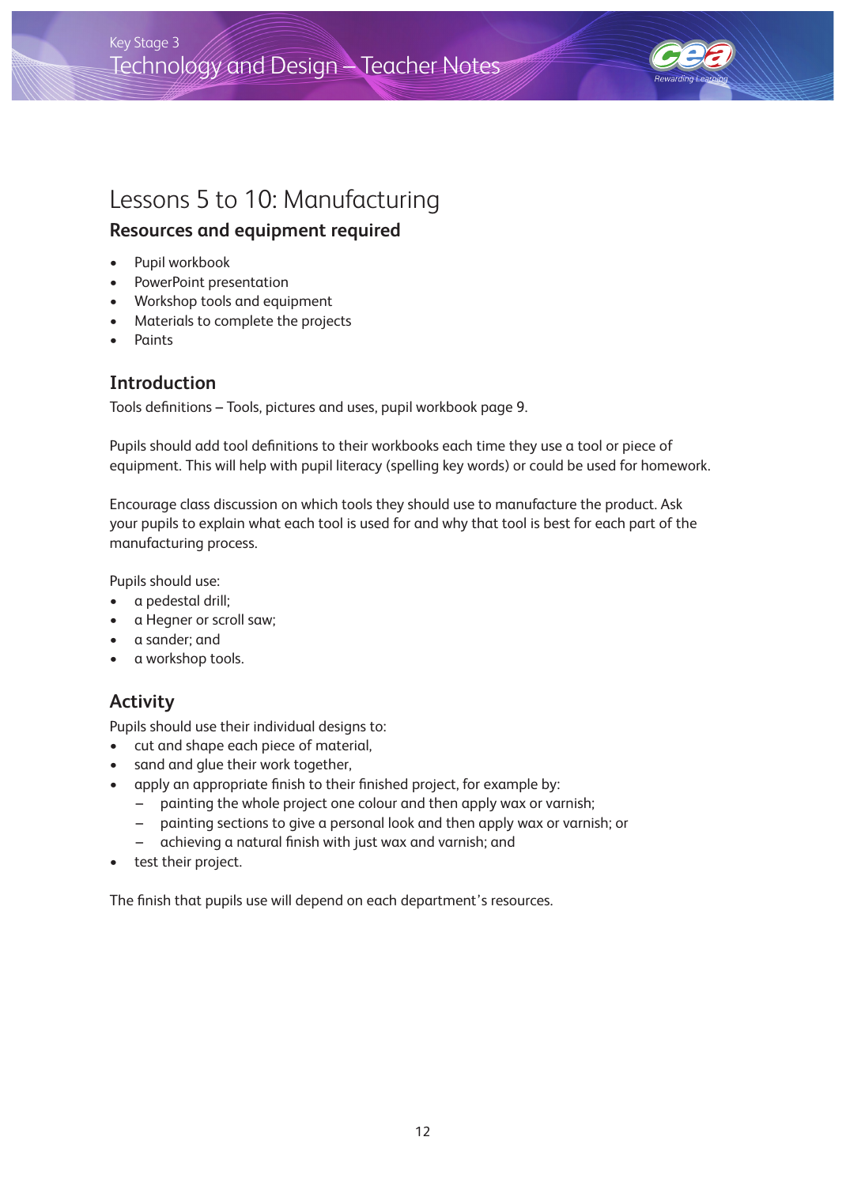# Lessons 5 to 10: Manufacturing

## Resources and equipment required

- Pupil workbook
- PowerPoint presentation
- Workshop tools and equipment
- Materials to complete the projects
- Paints

## Introduction

Tools definitions – Tools, pictures and uses, pupil workbook page 9.

Pupils should add tool definitions to their workbooks each time they use a tool or piece of equipment. This will help with pupil literacy (spelling key words) or could be used for homework.

Encourage class discussion on which tools they should use to manufacture the product. Ask your pupils to explain what each tool is used for and why that tool is best for each part of the manufacturing process.

Pupils should use:

- a pedestal drill;
- a Hegner or scroll saw;
- a sander; and
- a workshop tools.

## Activity

Pupils should use their individual designs to:

- cut and shape each piece of material,
- sand and glue their work together,
- apply an appropriate finish to their finished project, for example by:
  - painting the whole project one colour and then apply wax or varnish;
  - painting sections to give a personal look and then apply wax or varnish; or
  - achieving a natural finish with just wax and varnish; and
- test their project.

The finish that pupils use will depend on each department's resources.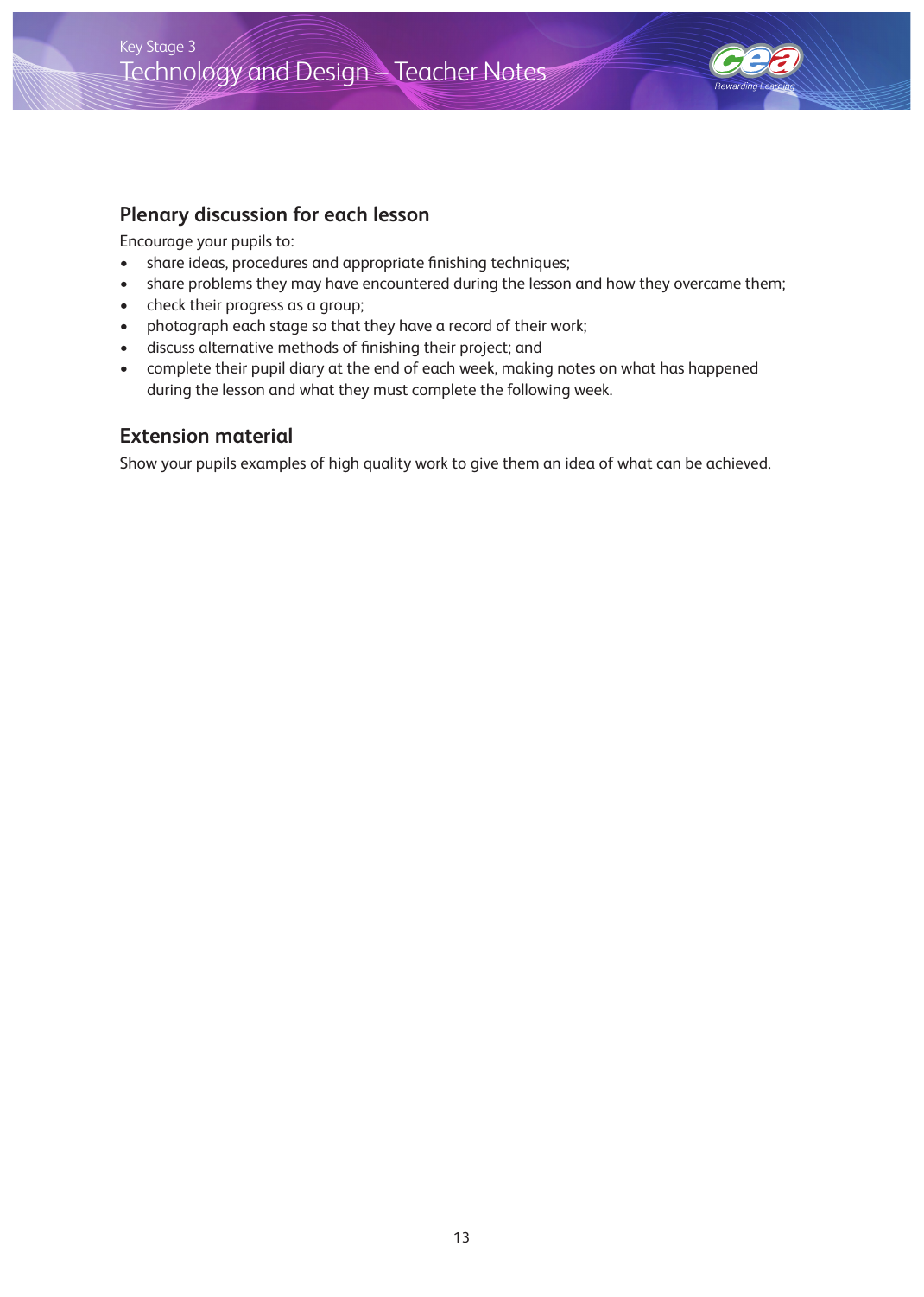## Plenary discussion for each lesson

Encourage your pupils to:

- share ideas, procedures and appropriate finishing techniques;
- share problems they may have encountered during the lesson and how they overcame them;
- check their progress as a group;
- photograph each stage so that they have a record of their work;
- discuss alternative methods of finishing their project; and
- complete their pupil diary at the end of each week, making notes on what has happened during the lesson and what they must complete the following week.

## Extension material

Show your pupils examples of high quality work to give them an idea of what can be achieved.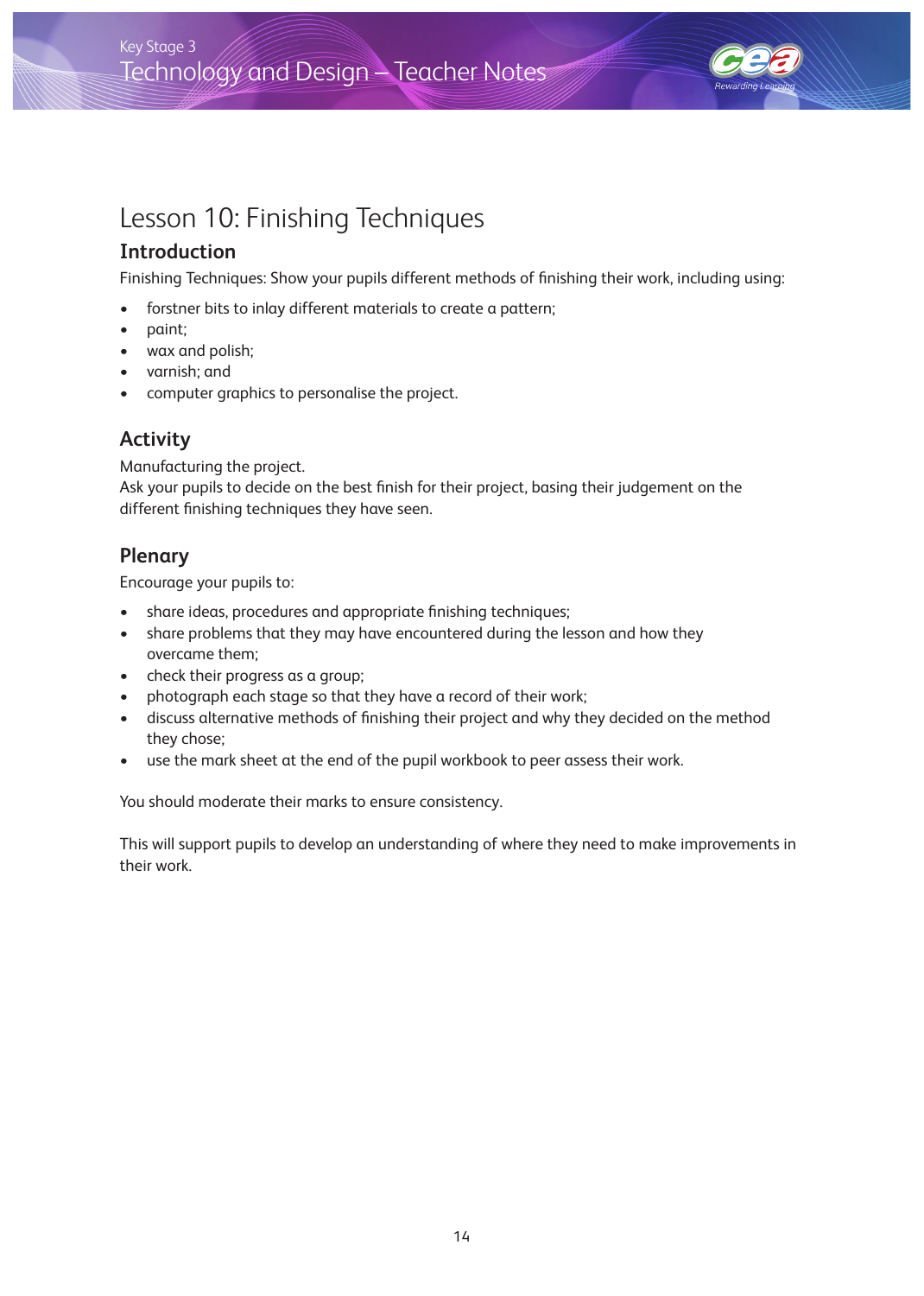# Lesson 10: Finishing Techniques

## Introduction

Finishing Techniques: Show your pupils different methods of finishing their work, including using:

- forstner bits to inlay different materials to create a pattern;
- paint;
- wax and polish;
- varnish; and
- computer graphics to personalise the project.

## Activity

Manufacturing the project.
Ask your pupils to decide on the best finish for their project, basing their judgement on the different finishing techniques they have seen.

## Plenary

Encourage your pupils to:

- share ideas, procedures and appropriate finishing techniques;
- share problems that they may have encountered during the lesson and how they overcame them;
- check their progress as a group;
- photograph each stage so that they have a record of their work;
- discuss alternative methods of finishing their project and why they decided on the method they chose;
- use the mark sheet at the end of the pupil workbook to peer assess their work.

You should moderate their marks to ensure consistency.

This will support pupils to develop an understanding of where they need to make improvements in their work.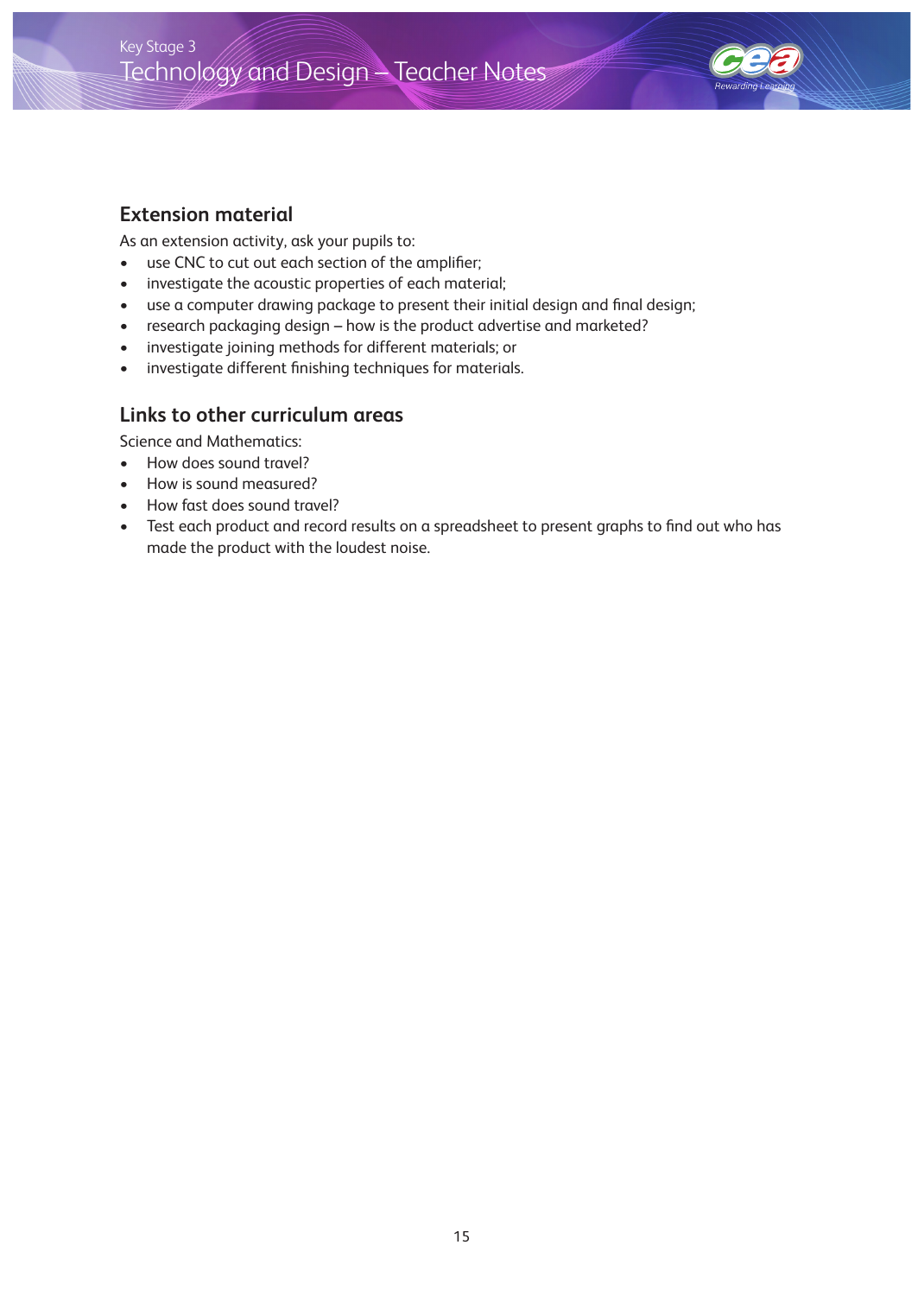## Extension material

As an extension activity, ask your pupils to:

- use CNC to cut out each section of the amplifier;
- investigate the acoustic properties of each material;
- use a computer drawing package to present their initial design and final design;
- research packaging design – how is the product advertise and marketed?
- investigate joining methods for different materials; or
- investigate different finishing techniques for materials.

## Links to other curriculum areas

Science and Mathematics:

- How does sound travel?
- How is sound measured?
- How fast does sound travel?
- Test each product and record results on a spreadsheet to present graphs to find out who has made the product with the loudest noise.